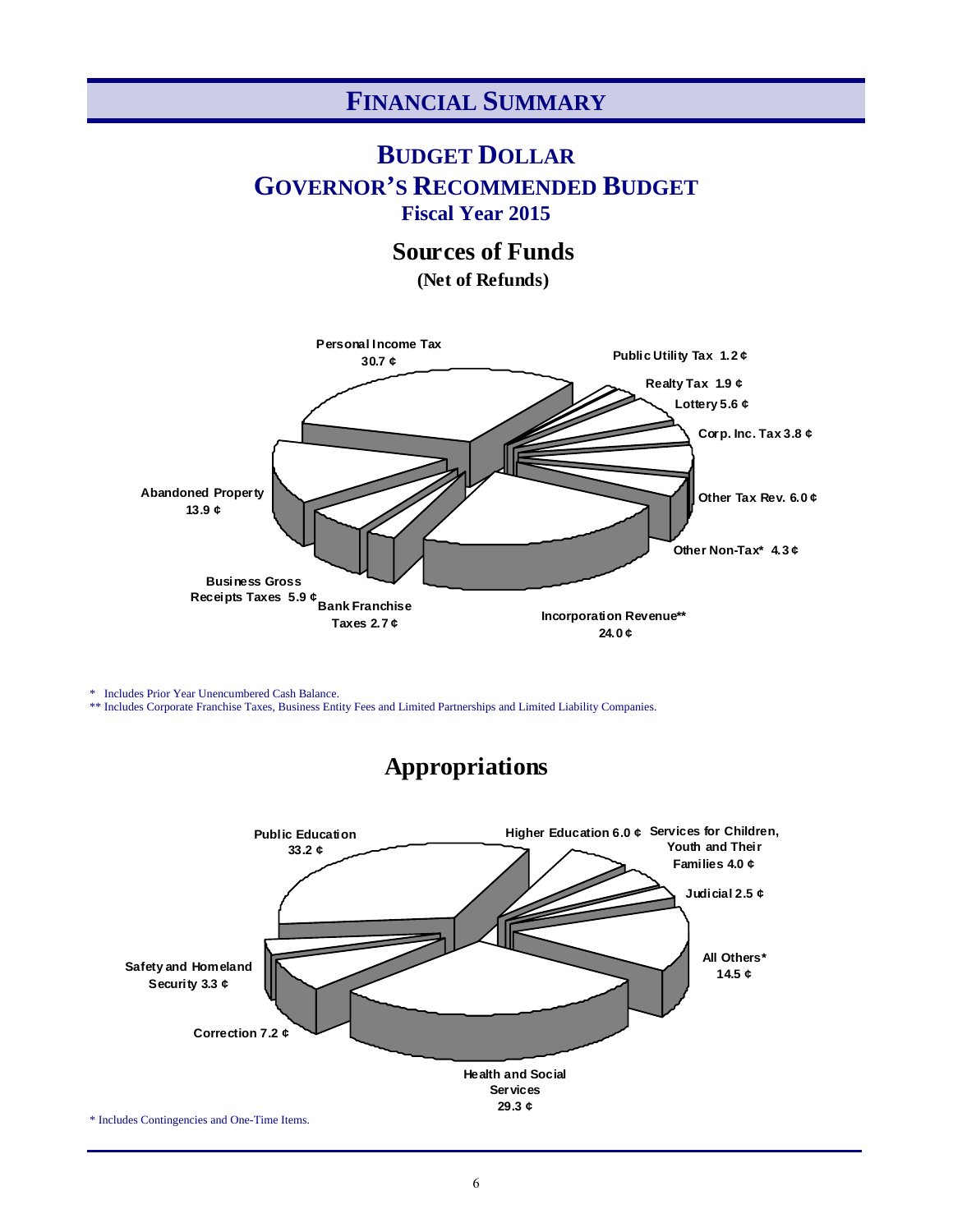# FINANCIAL SUMMARY

## BUDGET DOLLAR
## GOVERNOR'S RECOMMENDED BUDGET
### Fiscal Year 2015

## Sources of Funds

**(Net of Refunds)**

Personal Income Tax 30.7 ¢

Public Utility Tax 1.2 ¢

Realty Tax 1.9 ¢

Lottery 5.6 ¢

Corp. Inc. Tax 3.8 ¢

Other Tax Rev. 6.0 ¢

Other Non-Tax* 4.3 ¢

Incorporation Revenue** 24.0 ¢

Bank Franchise Taxes 2.7 ¢

Business Gross Receipts Taxes 5.9 ¢

Abandoned Property 13.9 ¢

\* Includes Prior Year Unencumbered Cash Balance.

\** Includes Corporate Franchise Taxes, Business Entity Fees and Limited Partnerships and Limited Liability Companies.

## Appropriations

Public Education 33.2 ¢

Higher Education 6.0 ¢

Services for Children, Youth and Their Families 4.0 ¢

Judicial 2.5 ¢

All Others* 14.5 ¢

Health and Social Services 29.3 ¢

Correction 7.2 ¢

Safety and Homeland Security 3.3 ¢

\* Includes Contingencies and One-Time Items.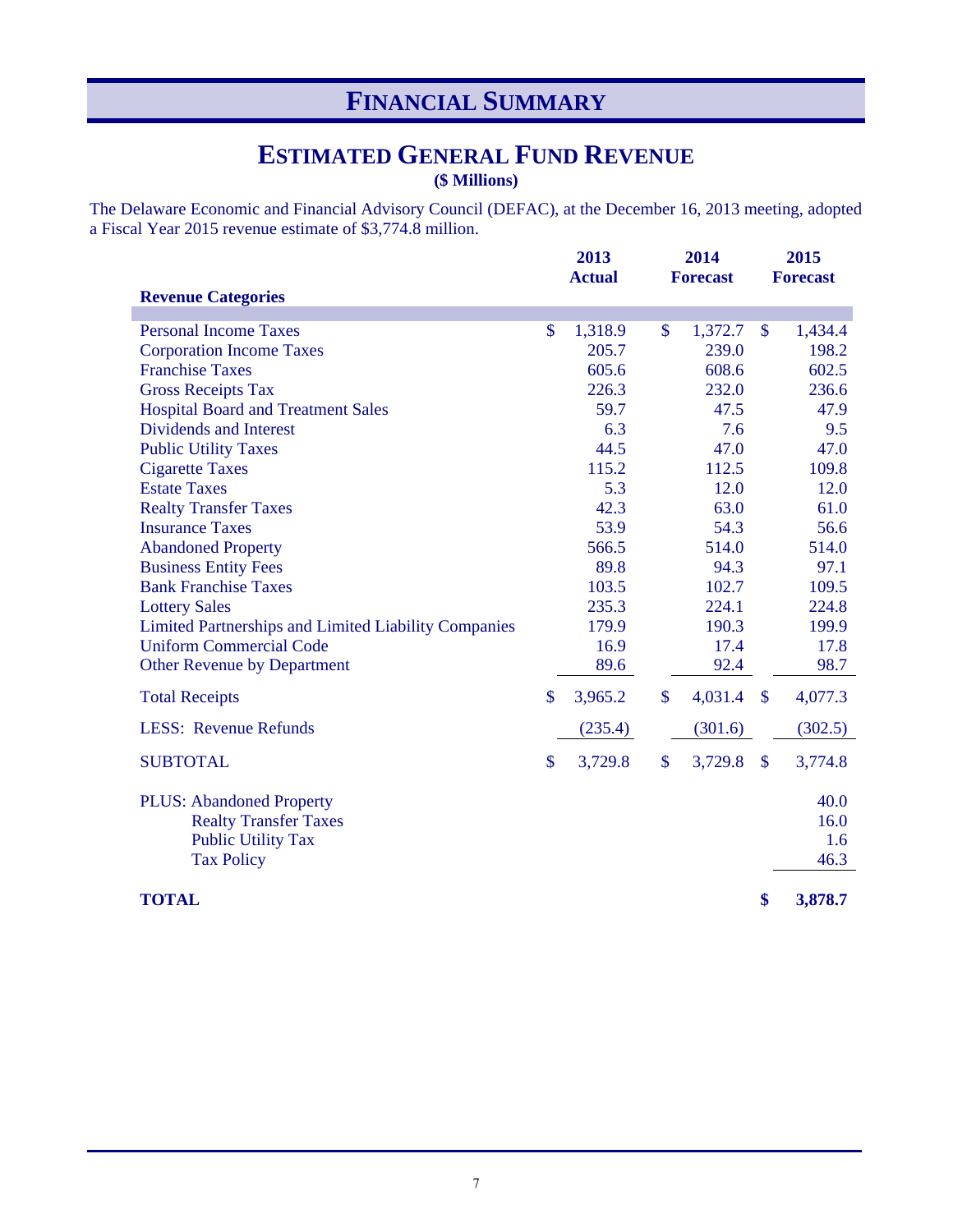# FINANCIAL SUMMARY

## ESTIMATED GENERAL FUND REVENUE

**($ Millions)**

The Delaware Economic and Financial Advisory Council (DEFAC), at the December 16, 2013 meeting, adopted a Fiscal Year 2015 revenue estimate of $3,774.8 million.

| Revenue Categories | 2013 Actual | 2014 Forecast | 2015 Forecast |
|---|---|---|---|
| Personal Income Taxes | $ 1,318.9 | $ 1,372.7 | $ 1,434.4 |
| Corporation Income Taxes | 205.7 | 239.0 | 198.2 |
| Franchise Taxes | 605.6 | 608.6 | 602.5 |
| Gross Receipts Tax | 226.3 | 232.0 | 236.6 |
| Hospital Board and Treatment Sales | 59.7 | 47.5 | 47.9 |
| Dividends and Interest | 6.3 | 7.6 | 9.5 |
| Public Utility Taxes | 44.5 | 47.0 | 47.0 |
| Cigarette Taxes | 115.2 | 112.5 | 109.8 |
| Estate Taxes | 5.3 | 12.0 | 12.0 |
| Realty Transfer Taxes | 42.3 | 63.0 | 61.0 |
| Insurance Taxes | 53.9 | 54.3 | 56.6 |
| Abandoned Property | 566.5 | 514.0 | 514.0 |
| Business Entity Fees | 89.8 | 94.3 | 97.1 |
| Bank Franchise Taxes | 103.5 | 102.7 | 109.5 |
| Lottery Sales | 235.3 | 224.1 | 224.8 |
| Limited Partnerships and Limited Liability Companies | 179.9 | 190.3 | 199.9 |
| Uniform Commercial Code | 16.9 | 17.4 | 17.8 |
| Other Revenue by Department | 89.6 | 92.4 | 98.7 |
| Total Receipts | $ 3,965.2 | $ 4,031.4 | $ 4,077.3 |
| LESS: Revenue Refunds | (235.4) | (301.6) | (302.5) |
| SUBTOTAL | $ 3,729.8 | $ 3,729.8 | $ 3,774.8 |
| PLUS: Abandoned Property | | | 40.0 |
| Realty Transfer Taxes | | | 16.0 |
| Public Utility Tax | | | 1.6 |
| Tax Policy | | | 46.3 |
| **TOTAL** | | | **$ 3,878.7** |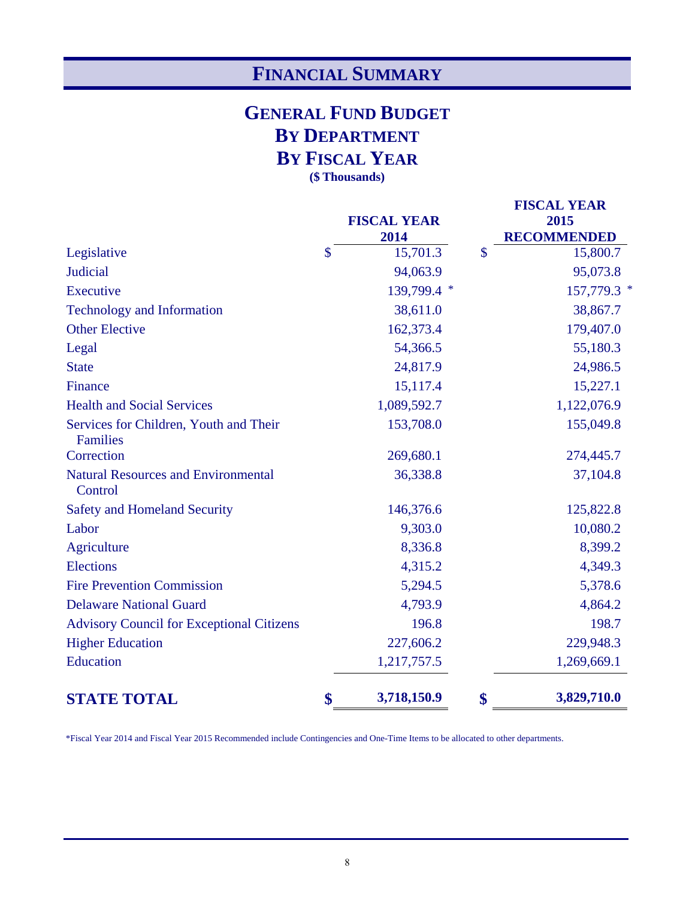# FINANCIAL SUMMARY

## GENERAL FUND BUDGET
## BY DEPARTMENT
## BY FISCAL YEAR

**($ Thousands)**

| | FISCAL YEAR 2014 | FISCAL YEAR 2015 RECOMMENDED |
|---|---|---|
| Legislative | $ 15,701.3 | $ 15,800.7 |
| Judicial | 94,063.9 | 95,073.8 |
| Executive | 139,799.4 * | 157,779.3 * |
| Technology and Information | 38,611.0 | 38,867.7 |
| Other Elective | 162,373.4 | 179,407.0 |
| Legal | 54,366.5 | 55,180.3 |
| State | 24,817.9 | 24,986.5 |
| Finance | 15,117.4 | 15,227.1 |
| Health and Social Services | 1,089,592.7 | 1,122,076.9 |
| Services for Children, Youth and Their Families | 153,708.0 | 155,049.8 |
| Correction | 269,680.1 | 274,445.7 |
| Natural Resources and Environmental Control | 36,338.8 | 37,104.8 |
| Safety and Homeland Security | 146,376.6 | 125,822.8 |
| Labor | 9,303.0 | 10,080.2 |
| Agriculture | 8,336.8 | 8,399.2 |
| Elections | 4,315.2 | 4,349.3 |
| Fire Prevention Commission | 5,294.5 | 5,378.6 |
| Delaware National Guard | 4,793.9 | 4,864.2 |
| Advisory Council for Exceptional Citizens | 196.8 | 198.7 |
| Higher Education | 227,606.2 | 229,948.3 |
| Education | 1,217,757.5 | 1,269,669.1 |
| **STATE TOTAL** | **$ 3,718,150.9** | **$ 3,829,710.0** |

*Fiscal Year 2014 and Fiscal Year 2015 Recommended include Contingencies and One-Time Items to be allocated to other departments.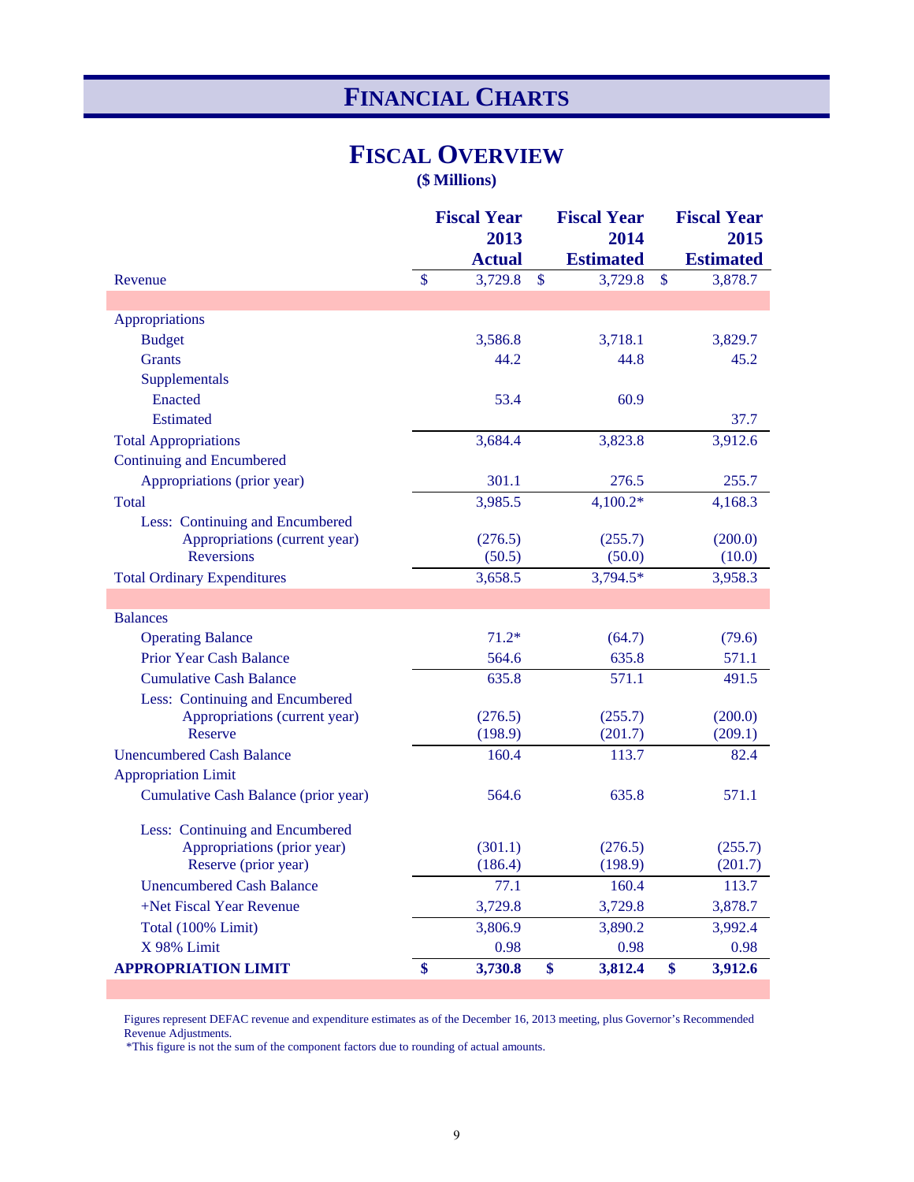# FINANCIAL CHARTS

## FISCAL OVERVIEW

**($ Millions)**

| | Fiscal Year 2013 Actual | Fiscal Year 2014 Estimated | Fiscal Year 2015 Estimated |
|---|---|---|---|
| Revenue | $ 3,729.8 | $ 3,729.8 | $ 3,878.7 |
| | | | |
| Appropriations | | | |
| Budget | 3,586.8 | 3,718.1 | 3,829.7 |
| Grants | 44.2 | 44.8 | 45.2 |
| Supplementals | | | |
| Enacted | 53.4 | 60.9 | |
| Estimated | | | 37.7 |
| Total Appropriations | 3,684.4 | 3,823.8 | 3,912.6 |
| Continuing and Encumbered Appropriations (prior year) | 301.1 | 276.5 | 255.7 |
| Total | 3,985.5 | 4,100.2* | 4,168.3 |
| Less: Continuing and Encumbered Appropriations (current year) | (276.5) | (255.7) | (200.0) |
| Reversions | (50.5) | (50.0) | (10.0) |
| Total Ordinary Expenditures | 3,658.5 | 3,794.5* | 3,958.3 |
| | | | |
| Balances | | | |
| Operating Balance | 71.2* | (64.7) | (79.6) |
| Prior Year Cash Balance | 564.6 | 635.8 | 571.1 |
| Cumulative Cash Balance | 635.8 | 571.1 | 491.5 |
| Less: Continuing and Encumbered Appropriations (current year) | (276.5) | (255.7) | (200.0) |
| Reserve | (198.9) | (201.7) | (209.1) |
| Unencumbered Cash Balance | 160.4 | 113.7 | 82.4 |
| Appropriation Limit | | | |
| Cumulative Cash Balance (prior year) | 564.6 | 635.8 | 571.1 |
| Less: Continuing and Encumbered Appropriations (prior year) | (301.1) | (276.5) | (255.7) |
| Reserve (prior year) | (186.4) | (198.9) | (201.7) |
| Unencumbered Cash Balance | 77.1 | 160.4 | 113.7 |
| +Net Fiscal Year Revenue | 3,729.8 | 3,729.8 | 3,878.7 |
| Total (100% Limit) | 3,806.9 | 3,890.2 | 3,992.4 |
| X 98% Limit | 0.98 | 0.98 | 0.98 |
| **APPROPRIATION LIMIT** | **$ 3,730.8** | **$ 3,812.4** | **$ 3,912.6** |

Figures represent DEFAC revenue and expenditure estimates as of the December 16, 2013 meeting, plus Governor's Recommended Revenue Adjustments.

*This figure is not the sum of the component factors due to rounding of actual amounts.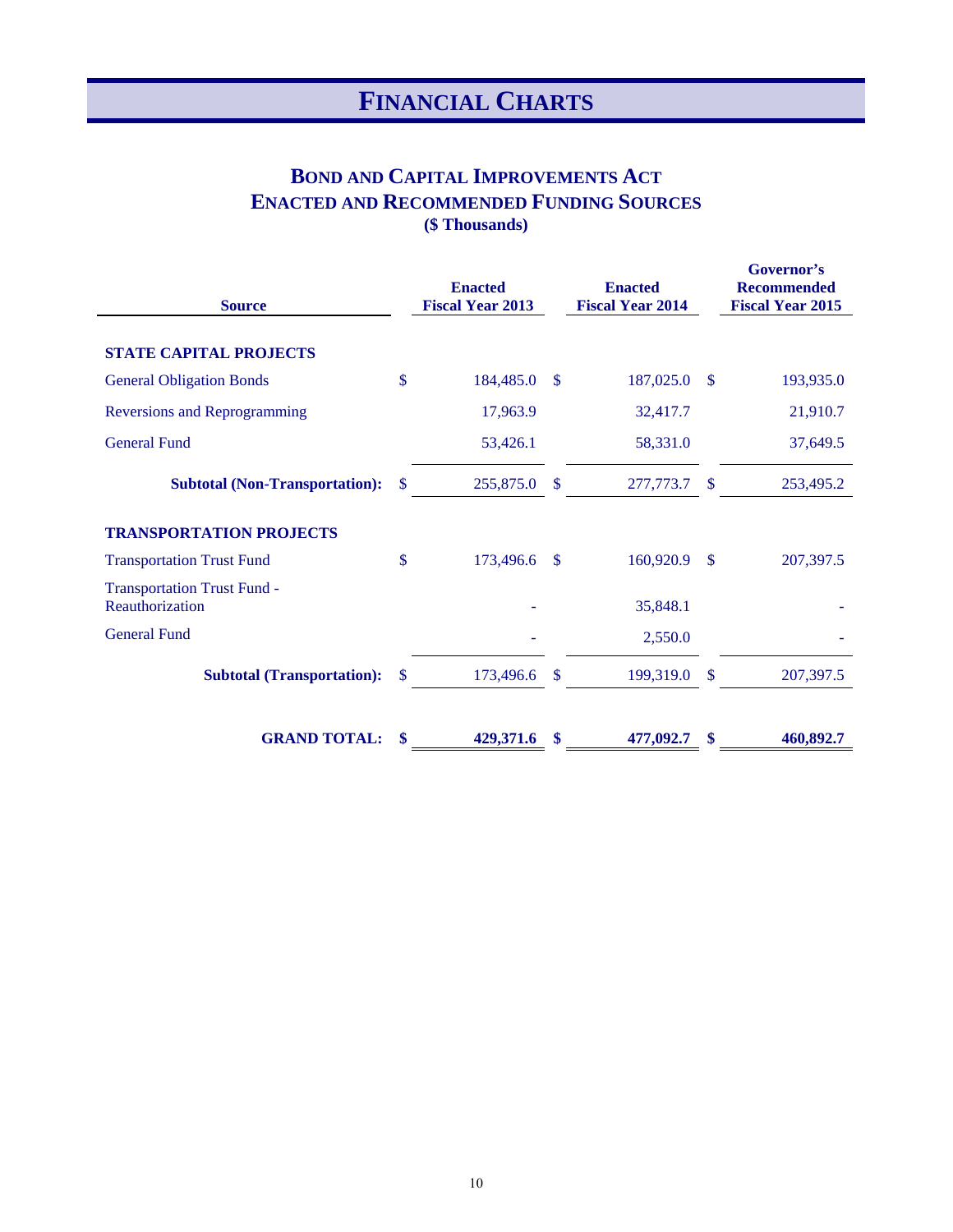# FINANCIAL CHARTS

## BOND AND CAPITAL IMPROVEMENTS ACT
## ENACTED AND RECOMMENDED FUNDING SOURCES
**($ Thousands)**

| Source | Enacted Fiscal Year 2013 | Enacted Fiscal Year 2014 | Governor's Recommended Fiscal Year 2015 |
|---|---|---|---|
| **STATE CAPITAL PROJECTS** | | | |
| General Obligation Bonds | $ 184,485.0 | $ 187,025.0 | $ 193,935.0 |
| Reversions and Reprogramming | 17,963.9 | 32,417.7 | 21,910.7 |
| General Fund | 53,426.1 | 58,331.0 | 37,649.5 |
| **Subtotal (Non-Transportation):** | $ 255,875.0 | $ 277,773.7 | $ 253,495.2 |
| **TRANSPORTATION PROJECTS** | | | |
| Transportation Trust Fund | $ 173,496.6 | $ 160,920.9 | $ 207,397.5 |
| Transportation Trust Fund - Reauthorization | - | 35,848.1 | - |
| General Fund | - | 2,550.0 | - |
| **Subtotal (Transportation):** | $ 173,496.6 | $ 199,319.0 | $ 207,397.5 |
| **GRAND TOTAL:** | **$ 429,371.6** | **$ 477,092.7** | **$ 460,892.7** |